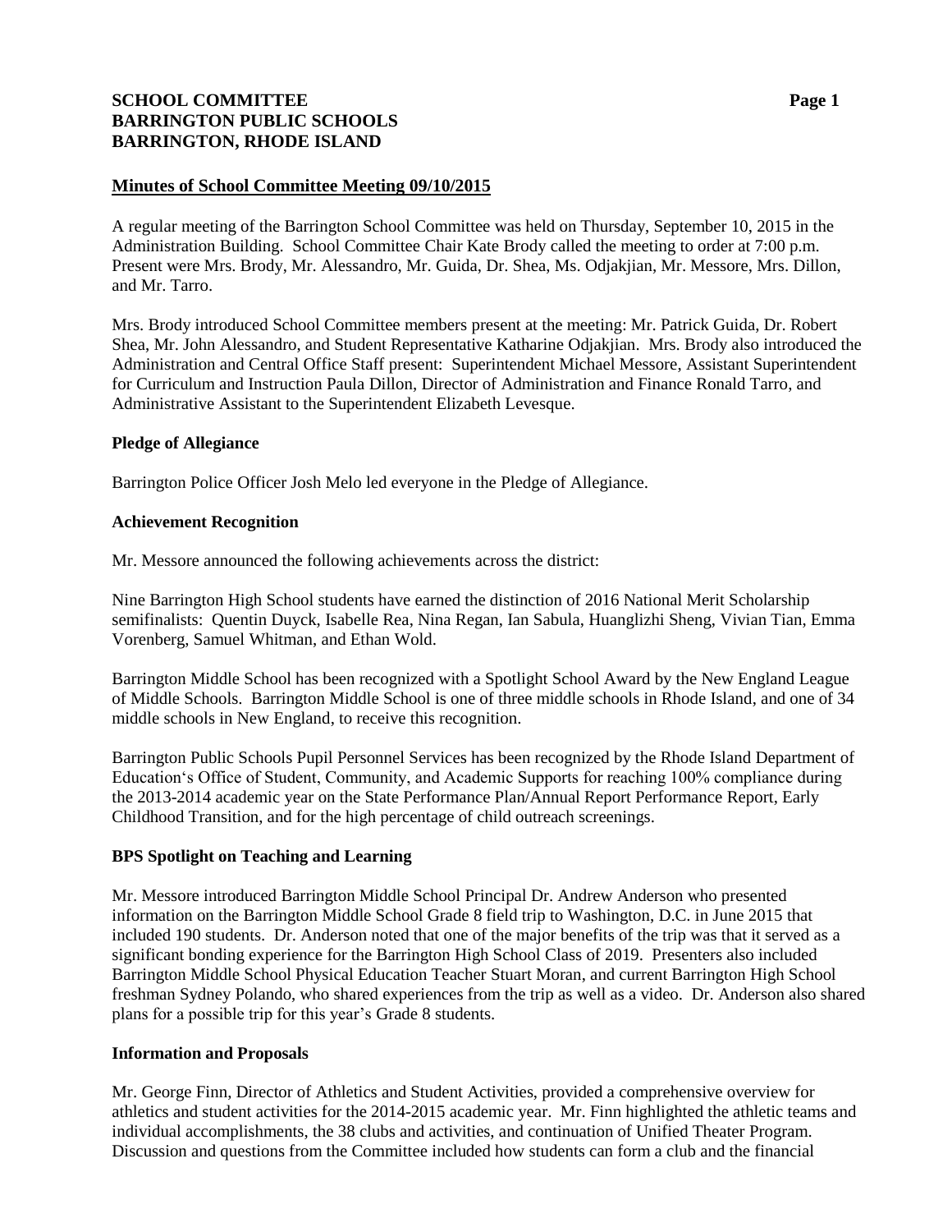**SCHOOL COMMITTEE**
**BARRINGTON PUBLIC SCHOOLS**
**BARRINGTON, RHODE ISLAND**

## Minutes of School Committee Meeting 09/10/2015

A regular meeting of the Barrington School Committee was held on Thursday, September 10, 2015 in the Administration Building. School Committee Chair Kate Brody called the meeting to order at 7:00 p.m. Present were Mrs. Brody, Mr. Alessandro, Mr. Guida, Dr. Shea, Ms. Odjakjian, Mr. Messore, Mrs. Dillon, and Mr. Tarro.

Mrs. Brody introduced School Committee members present at the meeting: Mr. Patrick Guida, Dr. Robert Shea, Mr. John Alessandro, and Student Representative Katharine Odjakjian. Mrs. Brody also introduced the Administration and Central Office Staff present: Superintendent Michael Messore, Assistant Superintendent for Curriculum and Instruction Paula Dillon, Director of Administration and Finance Ronald Tarro, and Administrative Assistant to the Superintendent Elizabeth Levesque.

### Pledge of Allegiance

Barrington Police Officer Josh Melo led everyone in the Pledge of Allegiance.

### Achievement Recognition

Mr. Messore announced the following achievements across the district:

Nine Barrington High School students have earned the distinction of 2016 National Merit Scholarship semifinalists: Quentin Duyck, Isabelle Rea, Nina Regan, Ian Sabula, Huanglizhi Sheng, Vivian Tian, Emma Vorenberg, Samuel Whitman, and Ethan Wold.

Barrington Middle School has been recognized with a Spotlight School Award by the New England League of Middle Schools. Barrington Middle School is one of three middle schools in Rhode Island, and one of 34 middle schools in New England, to receive this recognition.

Barrington Public Schools Pupil Personnel Services has been recognized by the Rhode Island Department of Education's Office of Student, Community, and Academic Supports for reaching 100% compliance during the 2013-2014 academic year on the State Performance Plan/Annual Report Performance Report, Early Childhood Transition, and for the high percentage of child outreach screenings.

### BPS Spotlight on Teaching and Learning

Mr. Messore introduced Barrington Middle School Principal Dr. Andrew Anderson who presented information on the Barrington Middle School Grade 8 field trip to Washington, D.C. in June 2015 that included 190 students. Dr. Anderson noted that one of the major benefits of the trip was that it served as a significant bonding experience for the Barrington High School Class of 2019. Presenters also included Barrington Middle School Physical Education Teacher Stuart Moran, and current Barrington High School freshman Sydney Polando, who shared experiences from the trip as well as a video. Dr. Anderson also shared plans for a possible trip for this year's Grade 8 students.

### Information and Proposals

Mr. George Finn, Director of Athletics and Student Activities, provided a comprehensive overview for athletics and student activities for the 2014-2015 academic year. Mr. Finn highlighted the athletic teams and individual accomplishments, the 38 clubs and activities, and continuation of Unified Theater Program. Discussion and questions from the Committee included how students can form a club and the financial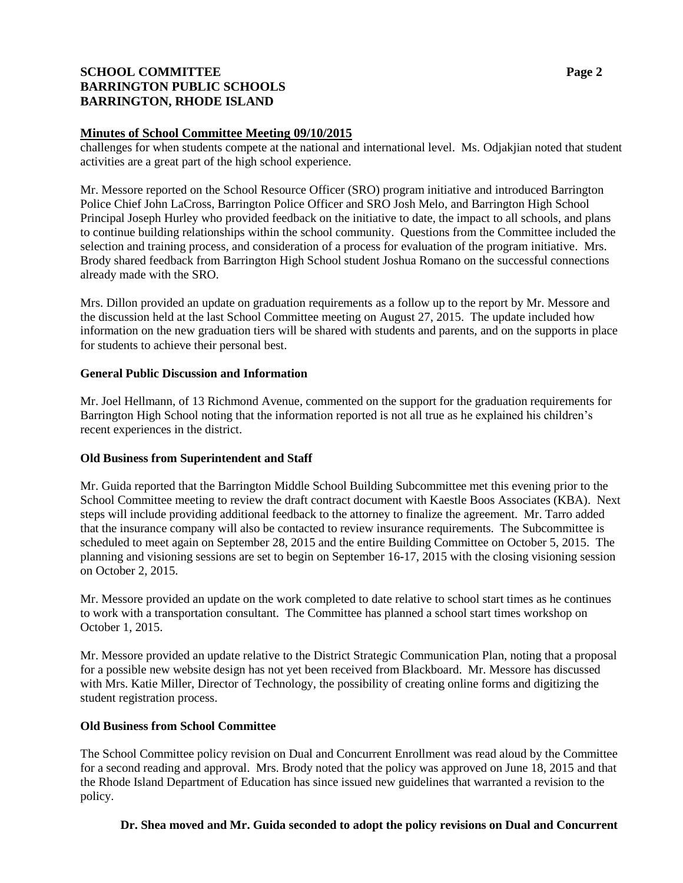**Minutes of School Committee Meeting 09/10/2015**

challenges for when students compete at the national and international level. Ms. Odjakjian noted that student activities are a great part of the high school experience.

Mr. Messore reported on the School Resource Officer (SRO) program initiative and introduced Barrington Police Chief John LaCross, Barrington Police Officer and SRO Josh Melo, and Barrington High School Principal Joseph Hurley who provided feedback on the initiative to date, the impact to all schools, and plans to continue building relationships within the school community. Questions from the Committee included the selection and training process, and consideration of a process for evaluation of the program initiative. Mrs. Brody shared feedback from Barrington High School student Joshua Romano on the successful connections already made with the SRO.

Mrs. Dillon provided an update on graduation requirements as a follow up to the report by Mr. Messore and the discussion held at the last School Committee meeting on August 27, 2015. The update included how information on the new graduation tiers will be shared with students and parents, and on the supports in place for students to achieve their personal best.

**General Public Discussion and Information**

Mr. Joel Hellmann, of 13 Richmond Avenue, commented on the support for the graduation requirements for Barrington High School noting that the information reported is not all true as he explained his children's recent experiences in the district.

**Old Business from Superintendent and Staff**

Mr. Guida reported that the Barrington Middle School Building Subcommittee met this evening prior to the School Committee meeting to review the draft contract document with Kaestle Boos Associates (KBA). Next steps will include providing additional feedback to the attorney to finalize the agreement. Mr. Tarro added that the insurance company will also be contacted to review insurance requirements. The Subcommittee is scheduled to meet again on September 28, 2015 and the entire Building Committee on October 5, 2015. The planning and visioning sessions are set to begin on September 16-17, 2015 with the closing visioning session on October 2, 2015.

Mr. Messore provided an update on the work completed to date relative to school start times as he continues to work with a transportation consultant. The Committee has planned a school start times workshop on October 1, 2015.

Mr. Messore provided an update relative to the District Strategic Communication Plan, noting that a proposal for a possible new website design has not yet been received from Blackboard. Mr. Messore has discussed with Mrs. Katie Miller, Director of Technology, the possibility of creating online forms and digitizing the student registration process.

**Old Business from School Committee**

The School Committee policy revision on Dual and Concurrent Enrollment was read aloud by the Committee for a second reading and approval. Mrs. Brody noted that the policy was approved on June 18, 2015 and that the Rhode Island Department of Education has since issued new guidelines that warranted a revision to the policy.

**Dr. Shea moved and Mr. Guida seconded to adopt the policy revisions on Dual and Concurrent**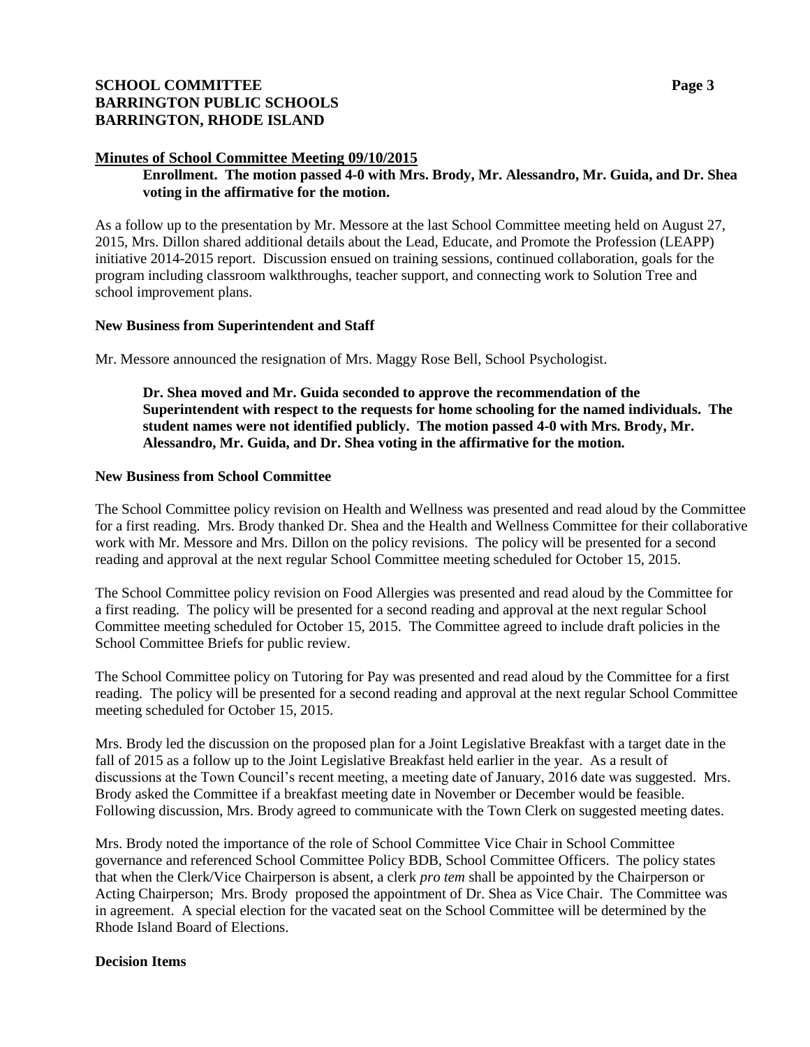**Minutes of School Committee Meeting 09/10/2015**

**Enrollment. The motion passed 4-0 with Mrs. Brody, Mr. Alessandro, Mr. Guida, and Dr. Shea voting in the affirmative for the motion.**

As a follow up to the presentation by Mr. Messore at the last School Committee meeting held on August 27, 2015, Mrs. Dillon shared additional details about the Lead, Educate, and Promote the Profession (LEAPP) initiative 2014-2015 report. Discussion ensued on training sessions, continued collaboration, goals for the program including classroom walkthroughs, teacher support, and connecting work to Solution Tree and school improvement plans.

**New Business from Superintendent and Staff**

Mr. Messore announced the resignation of Mrs. Maggy Rose Bell, School Psychologist.

**Dr. Shea moved and Mr. Guida seconded to approve the recommendation of the Superintendent with respect to the requests for home schooling for the named individuals. The student names were not identified publicly. The motion passed 4-0 with Mrs. Brody, Mr. Alessandro, Mr. Guida, and Dr. Shea voting in the affirmative for the motion.**

**New Business from School Committee**

The School Committee policy revision on Health and Wellness was presented and read aloud by the Committee for a first reading. Mrs. Brody thanked Dr. Shea and the Health and Wellness Committee for their collaborative work with Mr. Messore and Mrs. Dillon on the policy revisions. The policy will be presented for a second reading and approval at the next regular School Committee meeting scheduled for October 15, 2015.

The School Committee policy revision on Food Allergies was presented and read aloud by the Committee for a first reading. The policy will be presented for a second reading and approval at the next regular School Committee meeting scheduled for October 15, 2015. The Committee agreed to include draft policies in the School Committee Briefs for public review.

The School Committee policy on Tutoring for Pay was presented and read aloud by the Committee for a first reading. The policy will be presented for a second reading and approval at the next regular School Committee meeting scheduled for October 15, 2015.

Mrs. Brody led the discussion on the proposed plan for a Joint Legislative Breakfast with a target date in the fall of 2015 as a follow up to the Joint Legislative Breakfast held earlier in the year. As a result of discussions at the Town Council's recent meeting, a meeting date of January, 2016 date was suggested. Mrs. Brody asked the Committee if a breakfast meeting date in November or December would be feasible. Following discussion, Mrs. Brody agreed to communicate with the Town Clerk on suggested meeting dates.

Mrs. Brody noted the importance of the role of School Committee Vice Chair in School Committee governance and referenced School Committee Policy BDB, School Committee Officers. The policy states that when the Clerk/Vice Chairperson is absent, a clerk *pro tem* shall be appointed by the Chairperson or Acting Chairperson; Mrs. Brody proposed the appointment of Dr. Shea as Vice Chair. The Committee was in agreement. A special election for the vacated seat on the School Committee will be determined by the Rhode Island Board of Elections.

**Decision Items**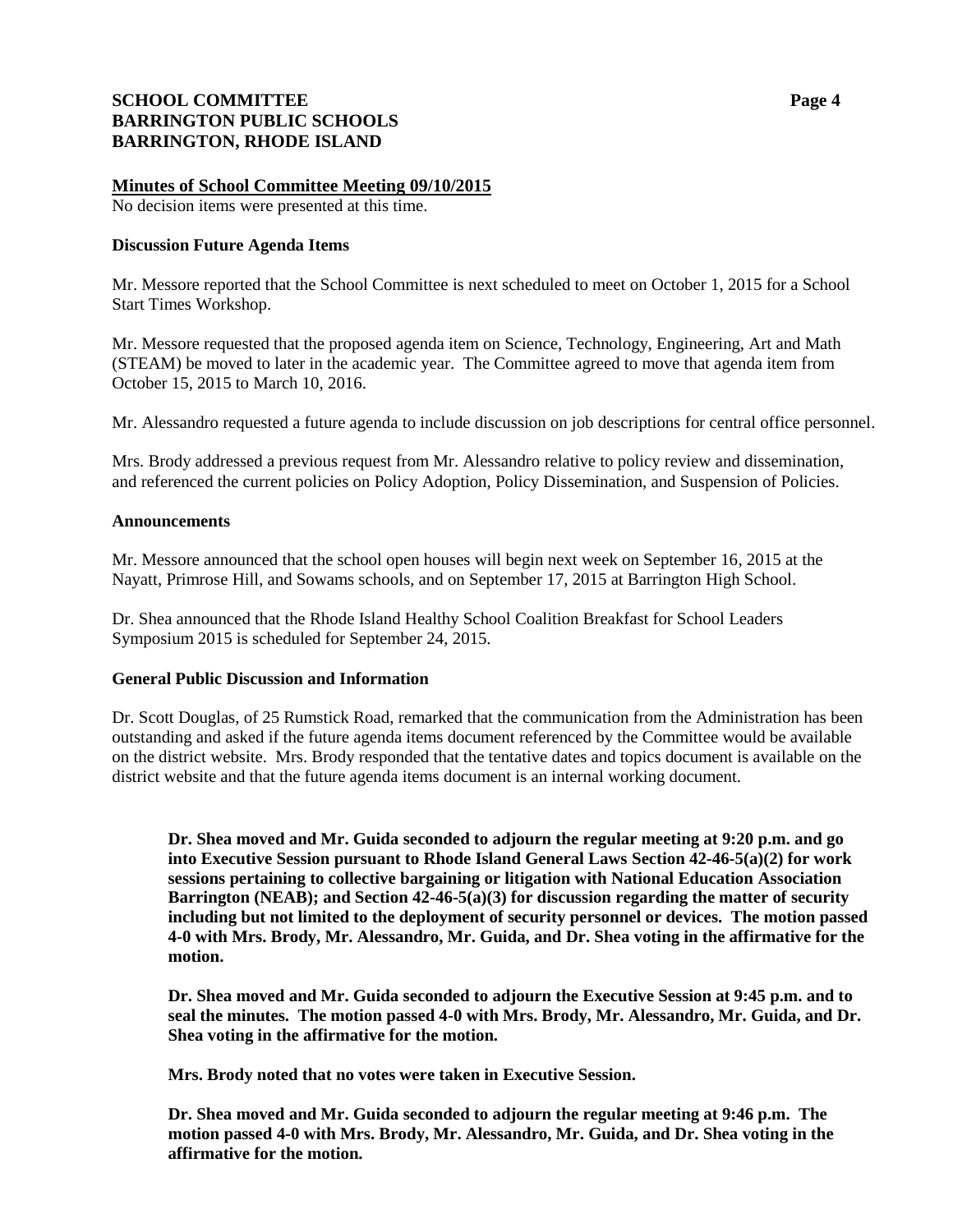**Minutes of School Committee Meeting 09/10/2015**

No decision items were presented at this time.

**Discussion Future Agenda Items**

Mr. Messore reported that the School Committee is next scheduled to meet on October 1, 2015 for a School Start Times Workshop.

Mr. Messore requested that the proposed agenda item on Science, Technology, Engineering, Art and Math (STEAM) be moved to later in the academic year. The Committee agreed to move that agenda item from October 15, 2015 to March 10, 2016.

Mr. Alessandro requested a future agenda to include discussion on job descriptions for central office personnel.

Mrs. Brody addressed a previous request from Mr. Alessandro relative to policy review and dissemination, and referenced the current policies on Policy Adoption, Policy Dissemination, and Suspension of Policies.

**Announcements**

Mr. Messore announced that the school open houses will begin next week on September 16, 2015 at the Nayatt, Primrose Hill, and Sowams schools, and on September 17, 2015 at Barrington High School.

Dr. Shea announced that the Rhode Island Healthy School Coalition Breakfast for School Leaders Symposium 2015 is scheduled for September 24, 2015.

**General Public Discussion and Information**

Dr. Scott Douglas, of 25 Rumstick Road, remarked that the communication from the Administration has been outstanding and asked if the future agenda items document referenced by the Committee would be available on the district website. Mrs. Brody responded that the tentative dates and topics document is available on the district website and that the future agenda items document is an internal working document.

**Dr. Shea moved and Mr. Guida seconded to adjourn the regular meeting at 9:20 p.m. and go into Executive Session pursuant to Rhode Island General Laws Section 42-46-5(a)(2) for work sessions pertaining to collective bargaining or litigation with National Education Association Barrington (NEAB); and Section 42-46-5(a)(3) for discussion regarding the matter of security including but not limited to the deployment of security personnel or devices. The motion passed 4-0 with Mrs. Brody, Mr. Alessandro, Mr. Guida, and Dr. Shea voting in the affirmative for the motion.**

**Dr. Shea moved and Mr. Guida seconded to adjourn the Executive Session at 9:45 p.m. and to seal the minutes. The motion passed 4-0 with Mrs. Brody, Mr. Alessandro, Mr. Guida, and Dr. Shea voting in the affirmative for the motion.**

**Mrs. Brody noted that no votes were taken in Executive Session.**

**Dr. Shea moved and Mr. Guida seconded to adjourn the regular meeting at 9:46 p.m. The motion passed 4-0 with Mrs. Brody, Mr. Alessandro, Mr. Guida, and Dr. Shea voting in the affirmative for the motion.**